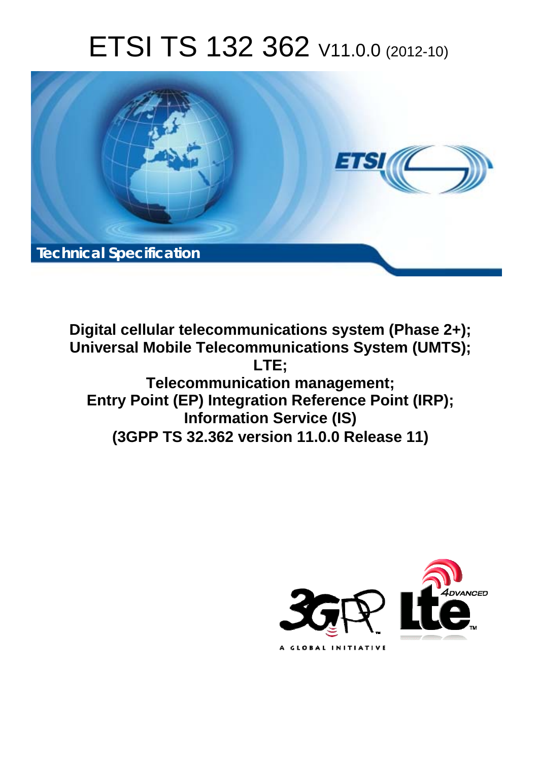# ETSI TS 132 362 V11.0.0 (2012-10)

Technical Specification

**Digital cellular telecommunications system (Phase 2+);
Universal Mobile Telecommunications System (UMTS);
LTE;
Telecommunication management;
Entry Point (EP) Integration Reference Point (IRP);
Information Service (IS)
(3GPP TS 32.362 version 11.0.0 Release 11)**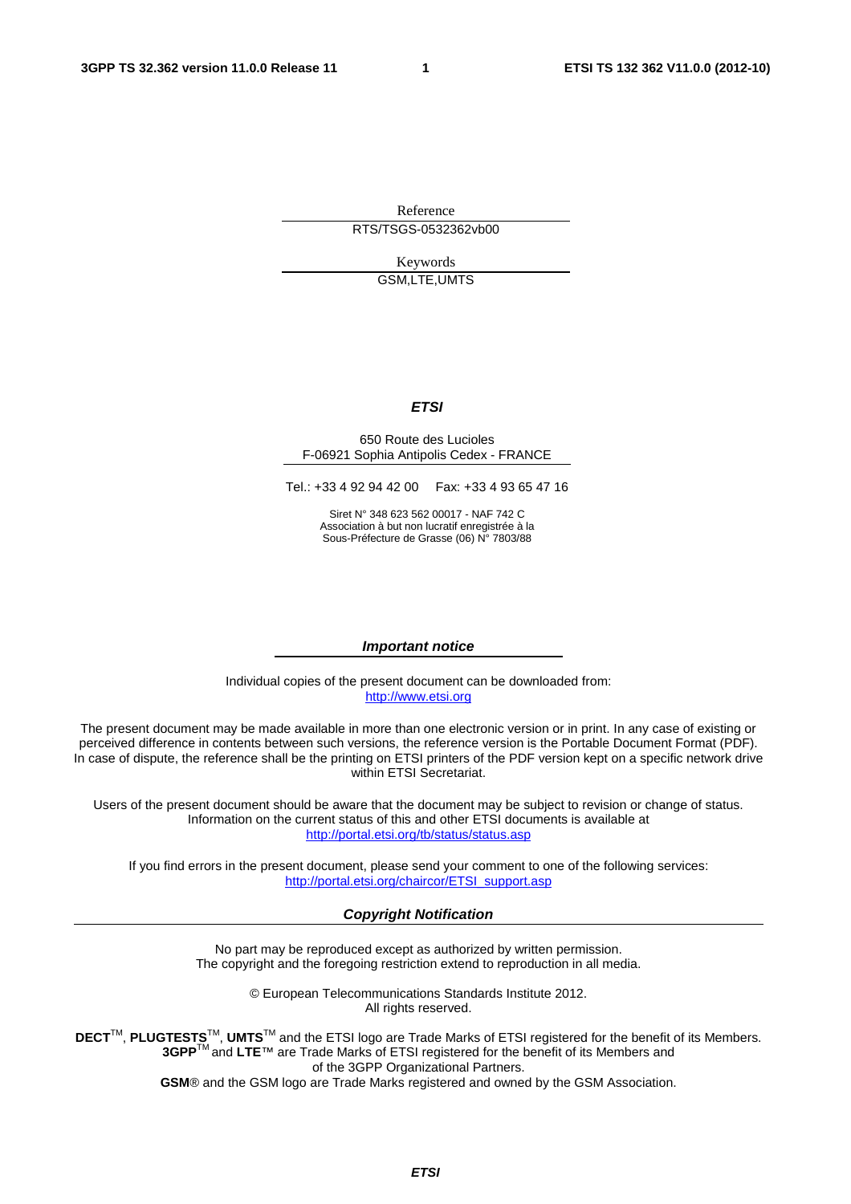Reference

RTS/TSGS-0532362vb00

Keywords

GSM,LTE,UMTS

***ETSI***

650 Route des Lucioles
F-06921 Sophia Antipolis Cedex - FRANCE

Tel.: +33 4 92 94 42 00 Fax: +33 4 93 65 47 16

Siret N° 348 623 562 00017 - NAF 742 C
Association à but non lucratif enregistrée à la
Sous-Préfecture de Grasse (06) N° 7803/88

***Important notice***

Individual copies of the present document can be downloaded from:
http://www.etsi.org

The present document may be made available in more than one electronic version or in print. In any case of existing or perceived difference in contents between such versions, the reference version is the Portable Document Format (PDF). In case of dispute, the reference shall be the printing on ETSI printers of the PDF version kept on a specific network drive within ETSI Secretariat.

Users of the present document should be aware that the document may be subject to revision or change of status. Information on the current status of this and other ETSI documents is available at
http://portal.etsi.org/tb/status/status.asp

If you find errors in the present document, please send your comment to one of the following services:
http://portal.etsi.org/chaircor/ETSI_support.asp

***Copyright Notification***

No part may be reproduced except as authorized by written permission.
The copyright and the foregoing restriction extend to reproduction in all media.

© European Telecommunications Standards Institute 2012.
All rights reserved.

**DECT**™, **PLUGTESTS**™, **UMTS**™ and the ETSI logo are Trade Marks of ETSI registered for the benefit of its Members.
**3GPP**™ and **LTE**™ are Trade Marks of ETSI registered for the benefit of its Members and of the 3GPP Organizational Partners.
**GSM**® and the GSM logo are Trade Marks registered and owned by the GSM Association.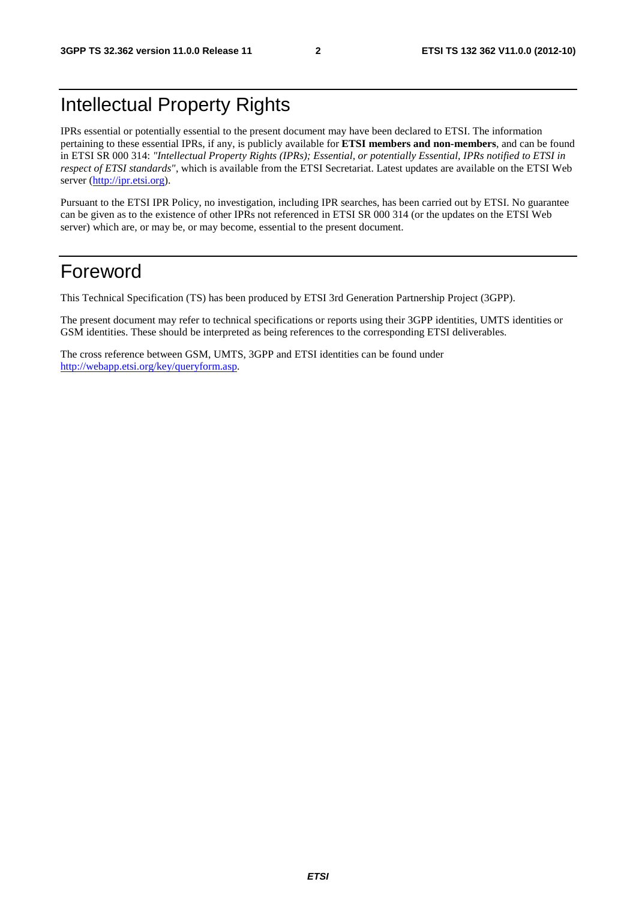# Intellectual Property Rights

IPRs essential or potentially essential to the present document may have been declared to ETSI. The information pertaining to these essential IPRs, if any, is publicly available for **ETSI members and non-members**, and can be found in ETSI SR 000 314: *"Intellectual Property Rights (IPRs); Essential, or potentially Essential, IPRs notified to ETSI in respect of ETSI standards"*, which is available from the ETSI Secretariat. Latest updates are available on the ETSI Web server (http://ipr.etsi.org).

Pursuant to the ETSI IPR Policy, no investigation, including IPR searches, has been carried out by ETSI. No guarantee can be given as to the existence of other IPRs not referenced in ETSI SR 000 314 (or the updates on the ETSI Web server) which are, or may be, or may become, essential to the present document.

# Foreword

This Technical Specification (TS) has been produced by ETSI 3rd Generation Partnership Project (3GPP).

The present document may refer to technical specifications or reports using their 3GPP identities, UMTS identities or GSM identities. These should be interpreted as being references to the corresponding ETSI deliverables.

The cross reference between GSM, UMTS, 3GPP and ETSI identities can be found under http://webapp.etsi.org/key/queryform.asp.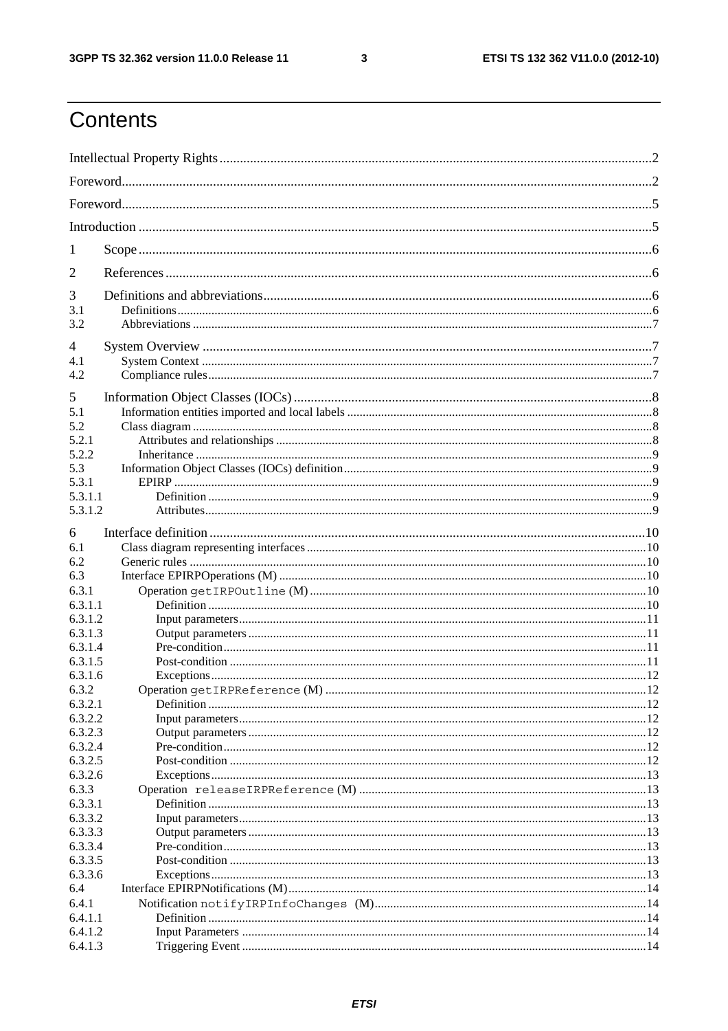# Contents

Intellectual Property Rights ..... 2

Foreword ..... 2

Foreword ..... 5

Introduction ..... 5

1 Scope ..... 6

2 References ..... 6

3 Definitions and abbreviations ..... 6
3.1 Definitions ..... 6
3.2 Abbreviations ..... 7

4 System Overview ..... 7
4.1 System Context ..... 7
4.2 Compliance rules ..... 7

5 Information Object Classes (IOCs) ..... 8
5.1 Information entities imported and local labels ..... 8
5.2 Class diagram ..... 8
5.2.1 Attributes and relationships ..... 8
5.2.2 Inheritance ..... 9
5.3 Information Object Classes (IOCs) definition ..... 9
5.3.1 EPIRP ..... 9
5.3.1.1 Definition ..... 9
5.3.1.2 Attributes ..... 9

6 Interface definition ..... 10
6.1 Class diagram representing interfaces ..... 10
6.2 Generic rules ..... 10
6.3 Interface EPIRPOperations (M) ..... 10
6.3.1 Operation `getIRPOutline` (M) ..... 10
6.3.1.1 Definition ..... 10
6.3.1.2 Input parameters ..... 11
6.3.1.3 Output parameters ..... 11
6.3.1.4 Pre-condition ..... 11
6.3.1.5 Post-condition ..... 11
6.3.1.6 Exceptions ..... 12
6.3.2 Operation `getIRPReference` (M) ..... 12
6.3.2.1 Definition ..... 12
6.3.2.2 Input parameters ..... 12
6.3.2.3 Output parameters ..... 12
6.3.2.4 Pre-condition ..... 12
6.3.2.5 Post-condition ..... 12
6.3.2.6 Exceptions ..... 13
6.3.3 Operation `releaseIRPReference` (M) ..... 13
6.3.3.1 Definition ..... 13
6.3.3.2 Input parameters ..... 13
6.3.3.3 Output parameters ..... 13
6.3.3.4 Pre-condition ..... 13
6.3.3.5 Post-condition ..... 13
6.3.3.6 Exceptions ..... 13
6.4 Interface EPIRPNotifications (M) ..... 14
6.4.1 Notification `notifyIRPInfoChanges` (M) ..... 14
6.4.1.1 Definition ..... 14
6.4.1.2 Input Parameters ..... 14
6.4.1.3 Triggering Event ..... 14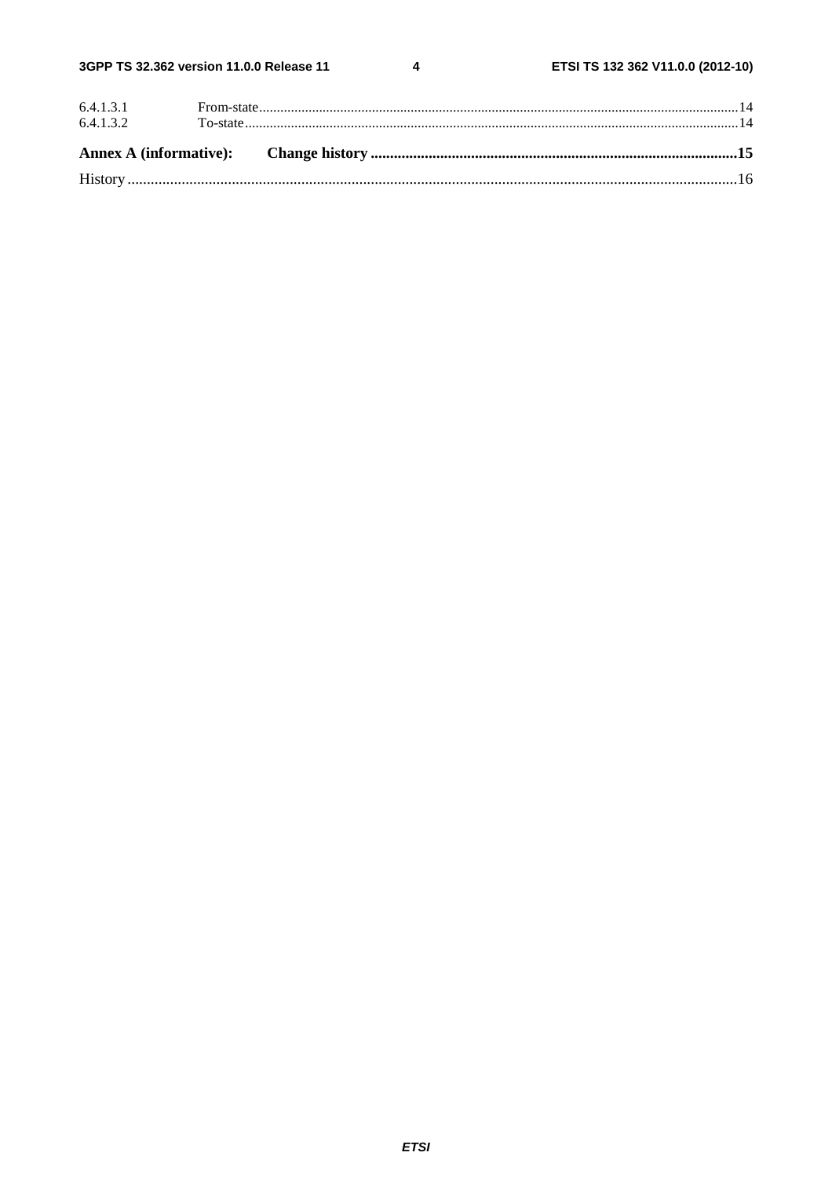6.4.1.3.1 From-state....................................................................................................................................................14
6.4.1.3.2 To-state.........................................................................................................................................................14

**Annex A (informative): Change history ................................................................................................15**

History ..............................................................................................................................................................16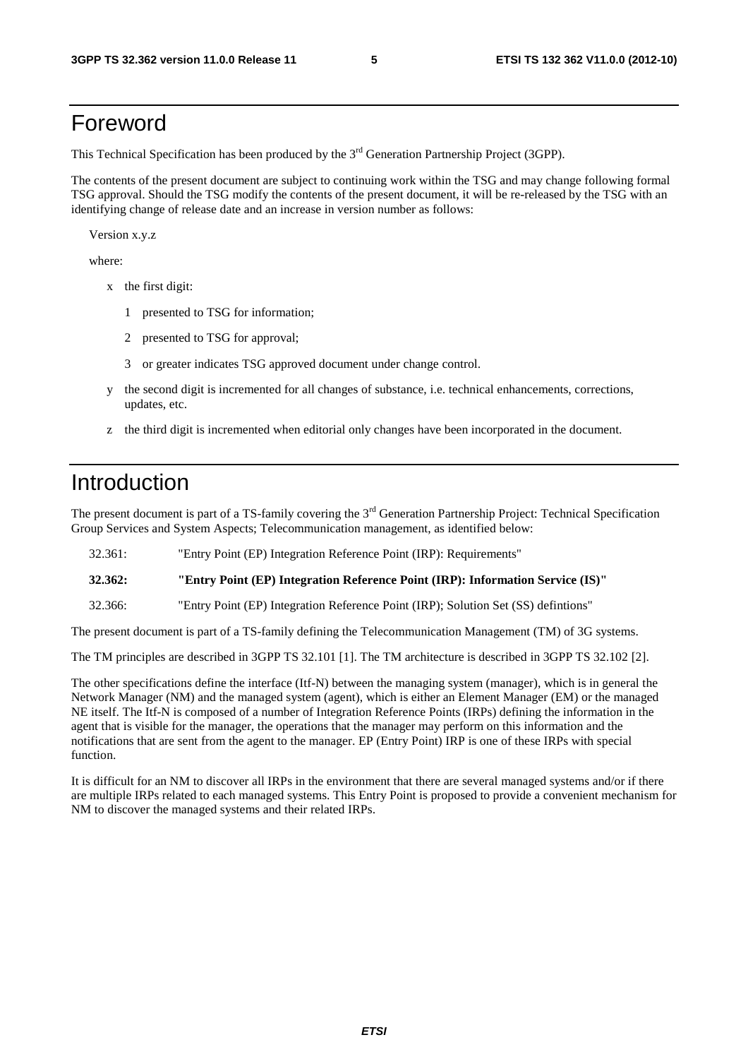# Foreword

This Technical Specification has been produced by the 3rd Generation Partnership Project (3GPP).

The contents of the present document are subject to continuing work within the TSG and may change following formal TSG approval. Should the TSG modify the contents of the present document, it will be re-released by the TSG with an identifying change of release date and an increase in version number as follows:

Version x.y.z

where:

- x the first digit:
  - 1 presented to TSG for information;
  - 2 presented to TSG for approval;
  - 3 or greater indicates TSG approved document under change control.
- y the second digit is incremented for all changes of substance, i.e. technical enhancements, corrections, updates, etc.
- z the third digit is incremented when editorial only changes have been incorporated in the document.

# Introduction

The present document is part of a TS-family covering the 3rd Generation Partnership Project: Technical Specification Group Services and System Aspects; Telecommunication management, as identified below:

32.361: "Entry Point (EP) Integration Reference Point (IRP): Requirements"

**32.362: "Entry Point (EP) Integration Reference Point (IRP): Information Service (IS)"**

32.366: "Entry Point (EP) Integration Reference Point (IRP); Solution Set (SS) defintions"

The present document is part of a TS-family defining the Telecommunication Management (TM) of 3G systems.

The TM principles are described in 3GPP TS 32.101 [1]. The TM architecture is described in 3GPP TS 32.102 [2].

The other specifications define the interface (Itf-N) between the managing system (manager), which is in general the Network Manager (NM) and the managed system (agent), which is either an Element Manager (EM) or the managed NE itself. The Itf-N is composed of a number of Integration Reference Points (IRPs) defining the information in the agent that is visible for the manager, the operations that the manager may perform on this information and the notifications that are sent from the agent to the manager. EP (Entry Point) IRP is one of these IRPs with special function.

It is difficult for an NM to discover all IRPs in the environment that there are several managed systems and/or if there are multiple IRPs related to each managed systems. This Entry Point is proposed to provide a convenient mechanism for NM to discover the managed systems and their related IRPs.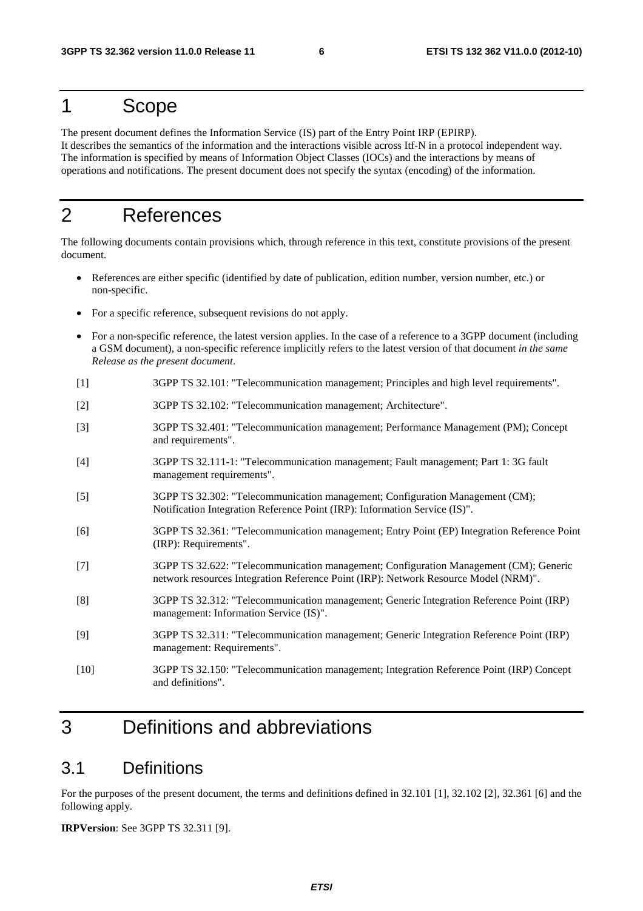# 1 Scope

The present document defines the Information Service (IS) part of the Entry Point IRP (EPIRP).
It describes the semantics of the information and the interactions visible across Itf-N in a protocol independent way.
The information is specified by means of Information Object Classes (IOCs) and the interactions by means of operations and notifications. The present document does not specify the syntax (encoding) of the information.

# 2 References

The following documents contain provisions which, through reference in this text, constitute provisions of the present document.

- References are either specific (identified by date of publication, edition number, version number, etc.) or non-specific.
- For a specific reference, subsequent revisions do not apply.
- For a non-specific reference, the latest version applies. In the case of a reference to a 3GPP document (including a GSM document), a non-specific reference implicitly refers to the latest version of that document *in the same Release as the present document*.

[1] 3GPP TS 32.101: "Telecommunication management; Principles and high level requirements".

[2] 3GPP TS 32.102: "Telecommunication management; Architecture".

[3] 3GPP TS 32.401: "Telecommunication management; Performance Management (PM); Concept and requirements".

[4] 3GPP TS 32.111-1: "Telecommunication management; Fault management; Part 1: 3G fault management requirements".

[5] 3GPP TS 32.302: "Telecommunication management; Configuration Management (CM); Notification Integration Reference Point (IRP): Information Service (IS)".

[6] 3GPP TS 32.361: "Telecommunication management; Entry Point (EP) Integration Reference Point (IRP): Requirements".

[7] 3GPP TS 32.622: "Telecommunication management; Configuration Management (CM); Generic network resources Integration Reference Point (IRP): Network Resource Model (NRM)".

[8] 3GPP TS 32.312: "Telecommunication management; Generic Integration Reference Point (IRP) management: Information Service (IS)".

[9] 3GPP TS 32.311: "Telecommunication management; Generic Integration Reference Point (IRP) management: Requirements".

[10] 3GPP TS 32.150: "Telecommunication management; Integration Reference Point (IRP) Concept and definitions".

# 3 Definitions and abbreviations

## 3.1 Definitions

For the purposes of the present document, the terms and definitions defined in 32.101 [1], 32.102 [2], 32.361 [6] and the following apply.

**IRPVersion**: See 3GPP TS 32.311 [9].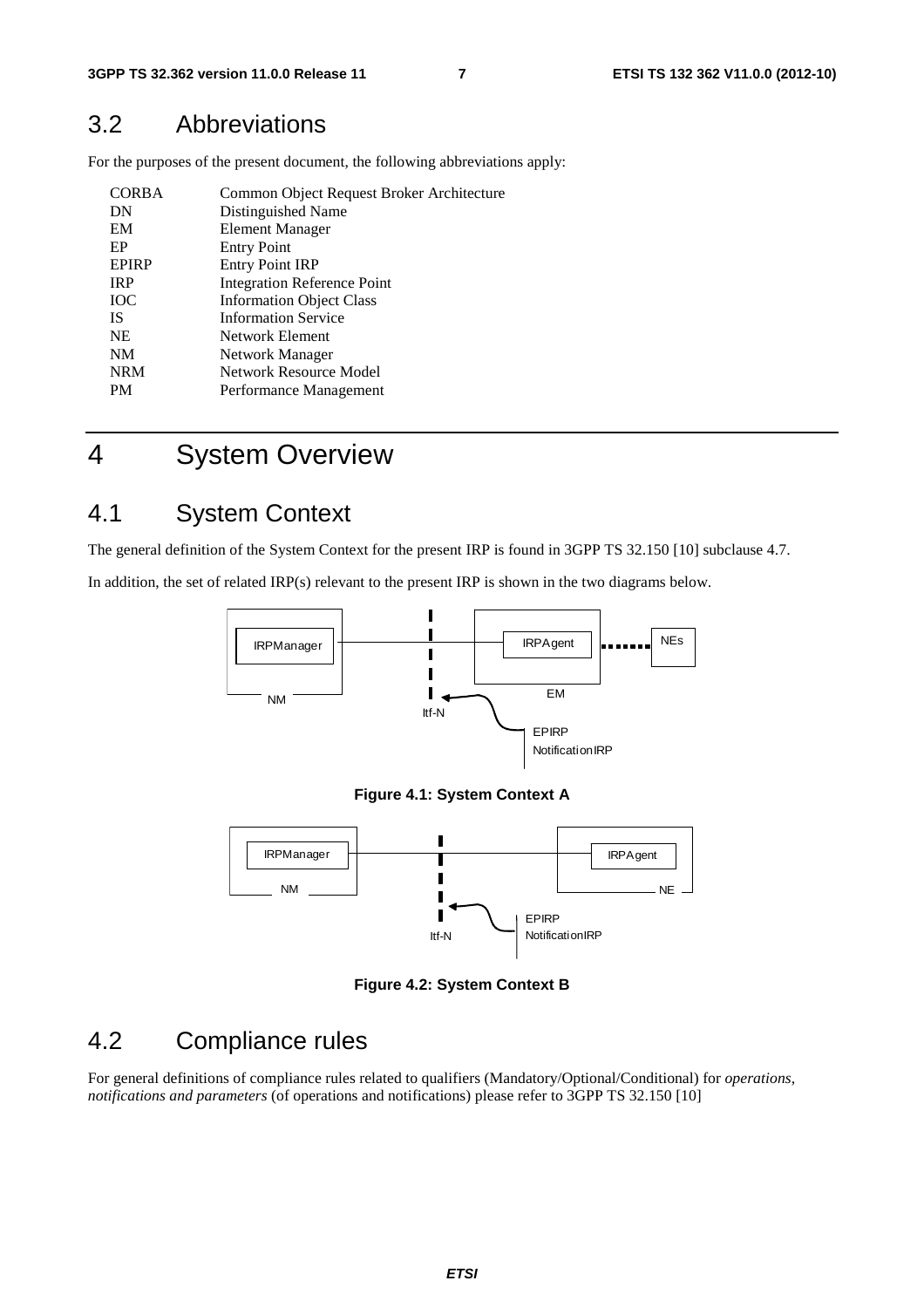## 3.2 Abbreviations

For the purposes of the present document, the following abbreviations apply:

| | |
|---|---|
| CORBA | Common Object Request Broker Architecture |
| DN | Distinguished Name |
| EM | Element Manager |
| EP | Entry Point |
| EPIRP | Entry Point IRP |
| IRP | Integration Reference Point |
| IOC | Information Object Class |
| IS | Information Service |
| NE | Network Element |
| NM | Network Manager |
| NRM | Network Resource Model |
| PM | Performance Management |

# 4 System Overview

## 4.1 System Context

The general definition of the System Context for the present IRP is found in 3GPP TS 32.150 [10] subclause 4.7.

In addition, the set of related IRP(s) relevant to the present IRP is shown in the two diagrams below.

**Figure 4.1: System Context A**

**Figure 4.2: System Context B**

## 4.2 Compliance rules

For general definitions of compliance rules related to qualifiers (Mandatory/Optional/Conditional) for *operations, notifications and parameters* (of operations and notifications) please refer to 3GPP TS 32.150 [10]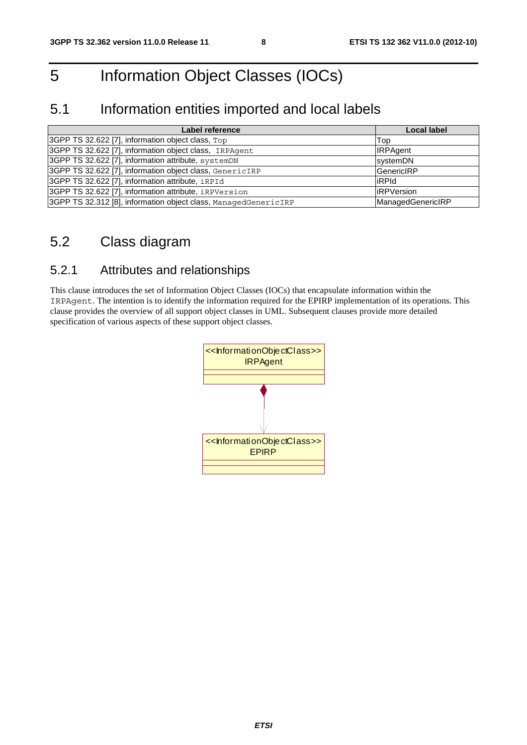# 5 Information Object Classes (IOCs)

## 5.1 Information entities imported and local labels

| Label reference | Local label |
| --- | --- |
| 3GPP TS 32.622 [7], information object class, Top | Top |
| 3GPP TS 32.622 [7], information object class, IRPAgent | IRPAgent |
| 3GPP TS 32.622 [7], information attribute, systemDN | systemDN |
| 3GPP TS 32.622 [7], information object class, GenericIRP | GenericIRP |
| 3GPP TS 32.622 [7], information attribute, iRPId | iRPId |
| 3GPP TS 32.622 [7], information attribute, iRPVersion | iRPVersion |
| 3GPP TS 32.312 [8], information object class, ManagedGenericIRP | ManagedGenericIRP |

## 5.2 Class diagram

### 5.2.1 Attributes and relationships

This clause introduces the set of Information Object Classes (IOCs) that encapsulate information within the IRPAgent. The intention is to identify the information required for the EPIRP implementation of its operations. This clause provides the overview of all support object classes in UML. Subsequent clauses provide more detailed specification of various aspects of these support object classes.

<<InformationObjectClass>> IRPAgent

<<InformationObjectClass>> EPIRP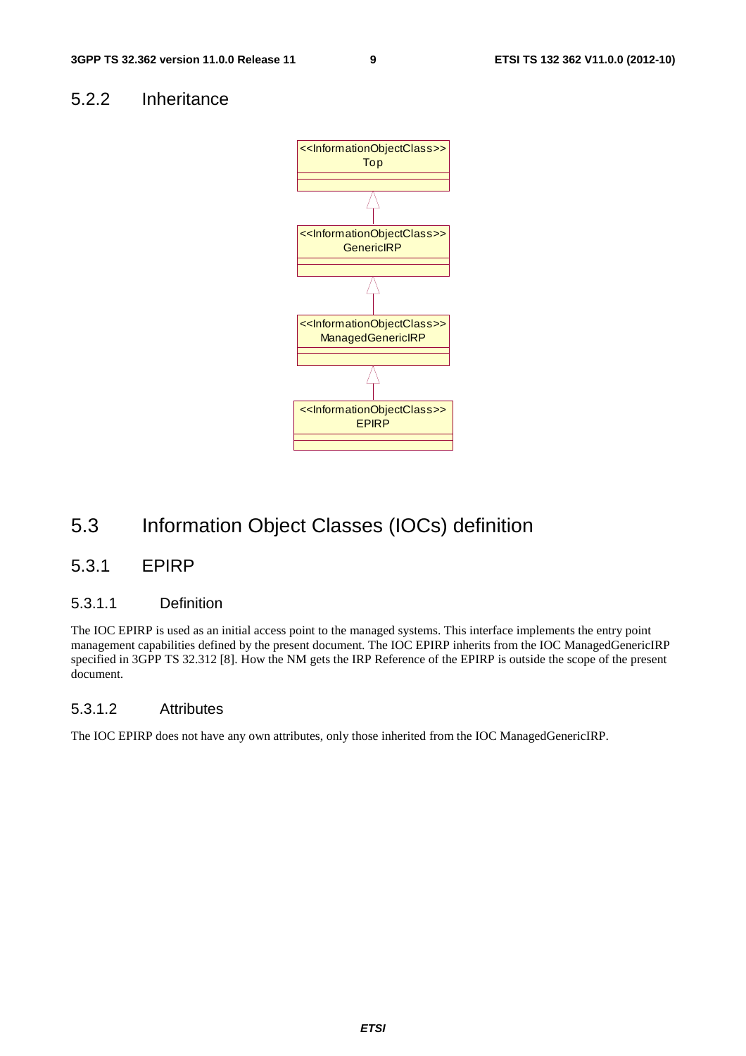### 5.2.2 Inheritance

<<InformationObjectClass>>
Top

<<InformationObjectClass>>
GenericIRP

<<InformationObjectClass>>
ManagedGenericIRP

<<InformationObjectClass>>
EPIRP

## 5.3 Information Object Classes (IOCs) definition

### 5.3.1 EPIRP

#### 5.3.1.1 Definition

The IOC EPIRP is used as an initial access point to the managed systems. This interface implements the entry point management capabilities defined by the present document. The IOC EPIRP inherits from the IOC ManagedGenericIRP specified in 3GPP TS 32.312 [8]. How the NM gets the IRP Reference of the EPIRP is outside the scope of the present document.

#### 5.3.1.2 Attributes

The IOC EPIRP does not have any own attributes, only those inherited from the IOC ManagedGenericIRP.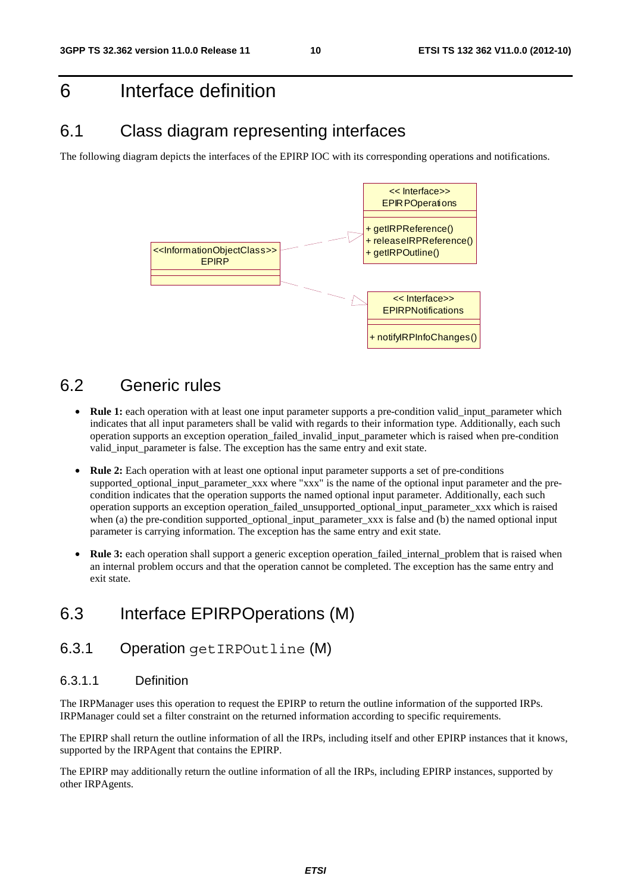# 6 Interface definition

## 6.1 Class diagram representing interfaces

The following diagram depicts the interfaces of the EPIRP IOC with its corresponding operations and notifications.

## 6.2 Generic rules

- **Rule 1:** each operation with at least one input parameter supports a pre-condition valid_input_parameter which indicates that all input parameters shall be valid with regards to their information type. Additionally, each such operation supports an exception operation_failed_invalid_input_parameter which is raised when pre-condition valid_input_parameter is false. The exception has the same entry and exit state.
- **Rule 2:** Each operation with at least one optional input parameter supports a set of pre-conditions supported_optional_input_parameter_xxx where "xxx" is the name of the optional input parameter and the pre-condition indicates that the operation supports the named optional input parameter. Additionally, each such operation supports an exception operation_failed_unsupported_optional_input_parameter_xxx which is raised when (a) the pre-condition supported_optional_input_parameter_xxx is false and (b) the named optional input parameter is carrying information. The exception has the same entry and exit state.
- **Rule 3:** each operation shall support a generic exception operation_failed_internal_problem that is raised when an internal problem occurs and that the operation cannot be completed. The exception has the same entry and exit state.

## 6.3 Interface EPIRPOperations (M)

### 6.3.1 Operation `getIRPOutline` (M)

#### 6.3.1.1 Definition

The IRPManager uses this operation to request the EPIRP to return the outline information of the supported IRPs. IRPManager could set a filter constraint on the returned information according to specific requirements.

The EPIRP shall return the outline information of all the IRPs, including itself and other EPIRP instances that it knows, supported by the IRPAgent that contains the EPIRP.

The EPIRP may additionally return the outline information of all the IRPs, including EPIRP instances, supported by other IRPAgents.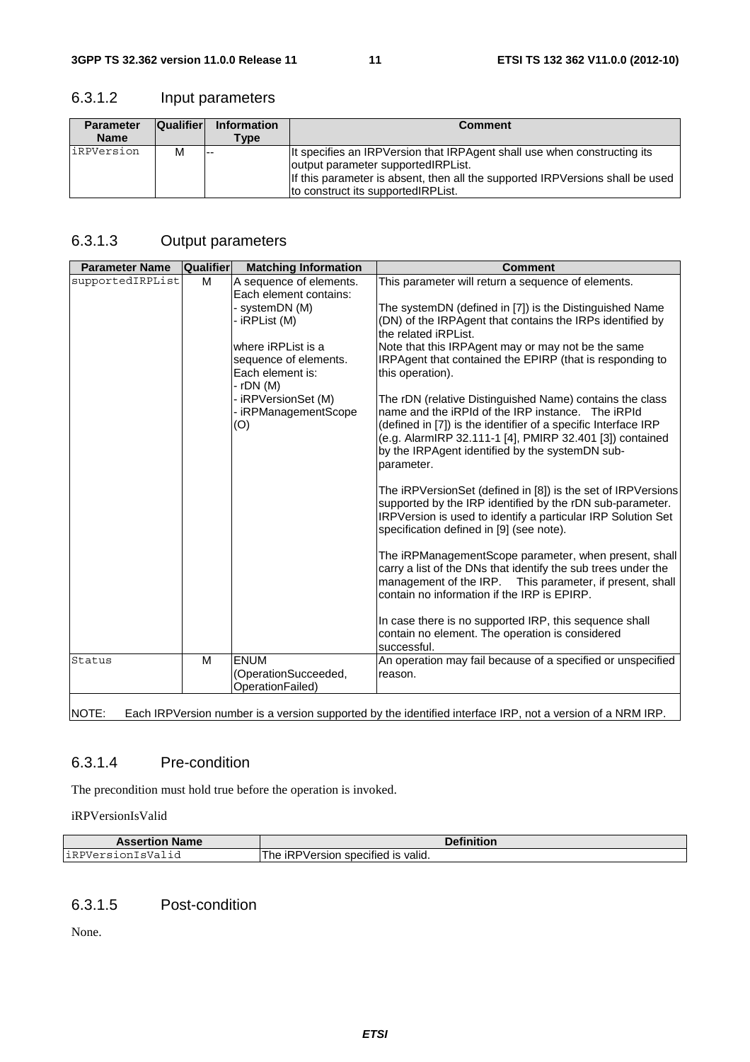### 6.3.1.2 Input parameters

| Parameter Name | Qualifier | Information Type | Comment |
|---|---|---|---|
| iRPVersion | M | -- | It specifies an IRPVersion that IRPAgent shall use when constructing its output parameter supportedIRPList.<br>If this parameter is absent, then all the supported IRPVersions shall be used to construct its supportedIRPList. |

### 6.3.1.3 Output parameters

| Parameter Name | Qualifier | Matching Information | Comment |
|---|---|---|---|
| supportedIRPList | M | A sequence of elements. Each element contains:<br>- systemDN (M)<br>- iRPList (M)<br><br>where iRPList is a sequence of elements. Each element is:<br>- rDN (M)<br>- iRPVersionSet (M)<br>- iRPManagementScope (O) | This parameter will return a sequence of elements.<br><br>The systemDN (defined in [7]) is the Distinguished Name (DN) of the IRPAgent that contains the IRPs identified by the related iRPList.<br>Note that this IRPAgent may or may not be the same IRPAgent that contained the EPIRP (that is responding to this operation).<br><br>The rDN (relative Distinguished Name) contains the class name and the iRPId of the IRP instance. The iRPId (defined in [7]) is the identifier of a specific Interface IRP (e.g. AlarmIRP 32.111-1 [4], PMIRP 32.401 [3]) contained by the IRPAgent identified by the systemDN sub-parameter.<br><br>The iRPVersionSet (defined in [8]) is the set of IRPVersions supported by the IRP identified by the rDN sub-parameter. IRPVersion is used to identify a particular IRP Solution Set specification defined in [9] (see note).<br><br>The iRPManagementScope parameter, when present, shall carry a list of the DNs that identify the sub trees under the management of the IRP. This parameter, if present, shall contain no information if the IRP is EPIRP.<br><br>In case there is no supported IRP, this sequence shall contain no element. The operation is considered successful. |
| Status | M | ENUM (OperationSucceeded, OperationFailed) | An operation may fail because of a specified or unspecified reason. |

NOTE: Each IRPVersion number is a version supported by the identified interface IRP, not a version of a NRM IRP.

### 6.3.1.4 Pre-condition

The precondition must hold true before the operation is invoked.

iRPVersionIsValid

| Assertion Name | Definition |
|---|---|
| iRPVersionIsValid | The iRPVersion specified is valid. |

### 6.3.1.5 Post-condition

None.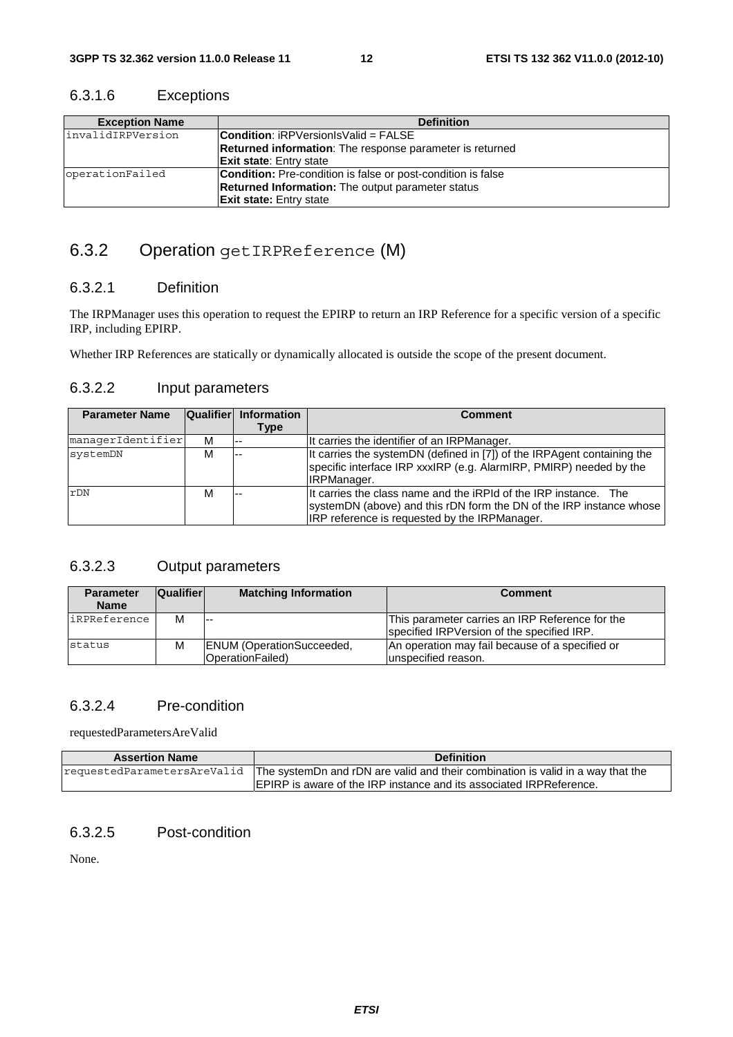#### 6.3.1.6 Exceptions

| Exception Name | Definition |
| --- | --- |
| invalidIRPVersion | **Condition**: iRPVersionIsValid = FALSE<br>**Returned information**: The response parameter is returned<br>**Exit state**: Entry state |
| operationFailed | **Condition:** Pre-condition is false or post-condition is false<br>**Returned Information:** The output parameter status<br>**Exit state:** Entry state |

### 6.3.2 Operation `getIRPReference` (M)

#### 6.3.2.1 Definition

The IRPManager uses this operation to request the EPIRP to return an IRP Reference for a specific version of a specific IRP, including EPIRP.

Whether IRP References are statically or dynamically allocated is outside the scope of the present document.

#### 6.3.2.2 Input parameters

| Parameter Name | Qualifier | Information Type | Comment |
| --- | --- | --- | --- |
| managerIdentifier | M | -- | It carries the identifier of an IRPManager. |
| systemDN | M | -- | It carries the systemDN (defined in [7]) of the IRPAgent containing the specific interface IRP xxxIRP (e.g. AlarmIRP, PMIRP) needed by the IRPManager. |
| rDN | M | -- | It carries the class name and the iRPId of the IRP instance. The systemDN (above) and this rDN form the DN of the IRP instance whose IRP reference is requested by the IRPManager. |

#### 6.3.2.3 Output parameters

| Parameter Name | Qualifier | Matching Information | Comment |
| --- | --- | --- | --- |
| iRPReference | M | -- | This parameter carries an IRP Reference for the specified IRPVersion of the specified IRP. |
| status | M | ENUM (OperationSucceeded, OperationFailed) | An operation may fail because of a specified or unspecified reason. |

#### 6.3.2.4 Pre-condition

requestedParametersAreValid

| Assertion Name | Definition |
| --- | --- |
| requestedParametersAreValid | The systemDn and rDN are valid and their combination is valid in a way that the EPIRP is aware of the IRP instance and its associated IRPReference. |

#### 6.3.2.5 Post-condition

None.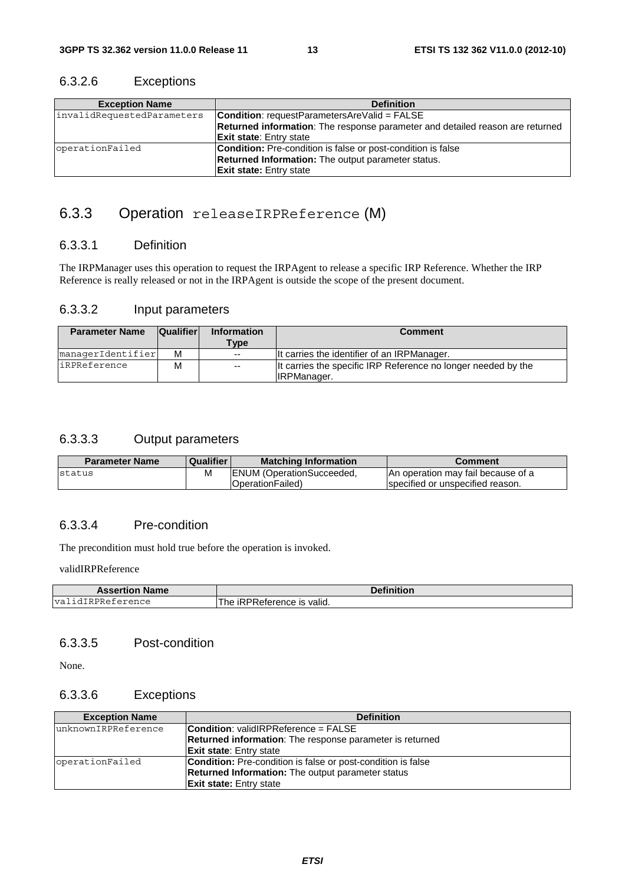### 6.3.2.6 Exceptions

| Exception Name | Definition |
|---|---|
| invalidRequestedParameters | **Condition**: requestParametersAreValid = FALSE<br>**Returned information**: The response parameter and detailed reason are returned<br>**Exit state**: Entry state |
| operationFailed | **Condition:** Pre-condition is false or post-condition is false<br>**Returned Information:** The output parameter status.<br>**Exit state:** Entry state |

## 6.3.3 Operation `releaseIRPReference` (M)

### 6.3.3.1 Definition

The IRPManager uses this operation to request the IRPAgent to release a specific IRP Reference. Whether the IRP Reference is really released or not in the IRPAgent is outside the scope of the present document.

### 6.3.3.2 Input parameters

| Parameter Name | Qualifier | Information Type | Comment |
|---|---|---|---|
| managerIdentifier | M | -- | It carries the identifier of an IRPManager. |
| iRPReference | M | -- | It carries the specific IRP Reference no longer needed by the IRPManager. |

### 6.3.3.3 Output parameters

| Parameter Name | Qualifier | Matching Information | Comment |
|---|---|---|---|
| status | M | ENUM (OperationSucceeded, OperationFailed) | An operation may fail because of a specified or unspecified reason. |

### 6.3.3.4 Pre-condition

The precondition must hold true before the operation is invoked.

validIRPReference

| Assertion Name | Definition |
|---|---|
| validIRPReference | The iRPReference is valid. |

### 6.3.3.5 Post-condition

None.

### 6.3.3.6 Exceptions

| Exception Name | Definition |
|---|---|
| unknownIRPReference | **Condition**: validIRPReference = FALSE<br>**Returned information**: The response parameter is returned<br>**Exit state**: Entry state |
| operationFailed | **Condition:** Pre-condition is false or post-condition is false<br>**Returned Information:** The output parameter status<br>**Exit state:** Entry state |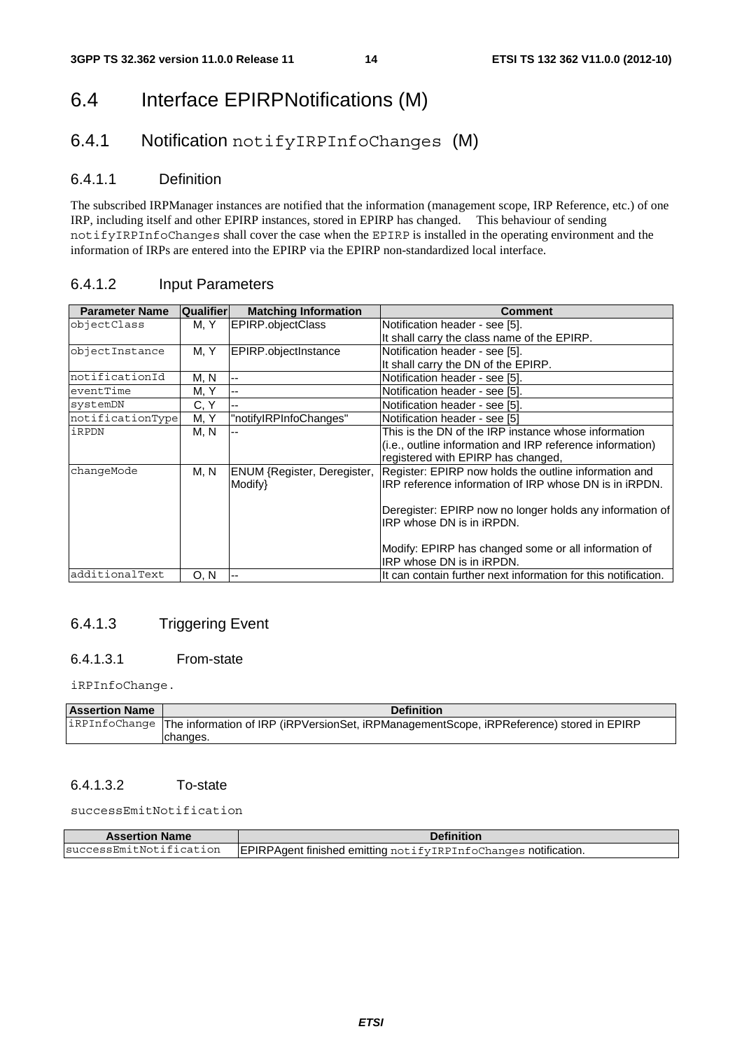# 6.4 Interface EPIRPNotifications (M)

## 6.4.1 Notification notifyIRPInfoChanges (M)

### 6.4.1.1 Definition

The subscribed IRPManager instances are notified that the information (management scope, IRP Reference, etc.) of one IRP, including itself and other EPIRP instances, stored in EPIRP has changed. This behaviour of sending notifyIRPInfoChanges shall cover the case when the EPIRP is installed in the operating environment and the information of IRPs are entered into the EPIRP via the EPIRP non-standardized local interface.

### 6.4.1.2 Input Parameters

| Parameter Name | Qualifier | Matching Information | Comment |
|---|---|---|---|
| objectClass | M, Y | EPIRP.objectClass | Notification header - see [5].<br>It shall carry the class name of the EPIRP. |
| objectInstance | M, Y | EPIRP.objectInstance | Notification header - see [5].<br>It shall carry the DN of the EPIRP. |
| notificationId | M, N | -- | Notification header - see [5]. |
| eventTime | M, Y | -- | Notification header - see [5]. |
| systemDN | C, Y | -- | Notification header - see [5]. |
| notificationType | M, Y | "notifyIRPInfoChanges" | Notification header - see [5] |
| iRPDN | M, N | -- | This is the DN of the IRP instance whose information (i.e., outline information and IRP reference information) registered with EPIRP has changed, |
| changeMode | M, N | ENUM {Register, Deregister, Modify} | Register: EPIRP now holds the outline information and IRP reference information of IRP whose DN is in iRPDN.<br><br>Deregister: EPIRP now no longer holds any information of IRP whose DN is in iRPDN.<br><br>Modify: EPIRP has changed some or all information of IRP whose DN is in iRPDN. |
| additionalText | O, N | -- | It can contain further next information for this notification. |

### 6.4.1.3 Triggering Event

#### 6.4.1.3.1 From-state

iRPInfoChange.

| Assertion Name | Definition |
|---|---|
| iRPInfoChange | The information of IRP (iRPVersionSet, iRPManagementScope, iRPReference) stored in EPIRP changes. |

#### 6.4.1.3.2 To-state

successEmitNotification

| Assertion Name | Definition |
|---|---|
| successEmitNotification | EPIRPAgent finished emitting notifyIRPInfoChanges notification. |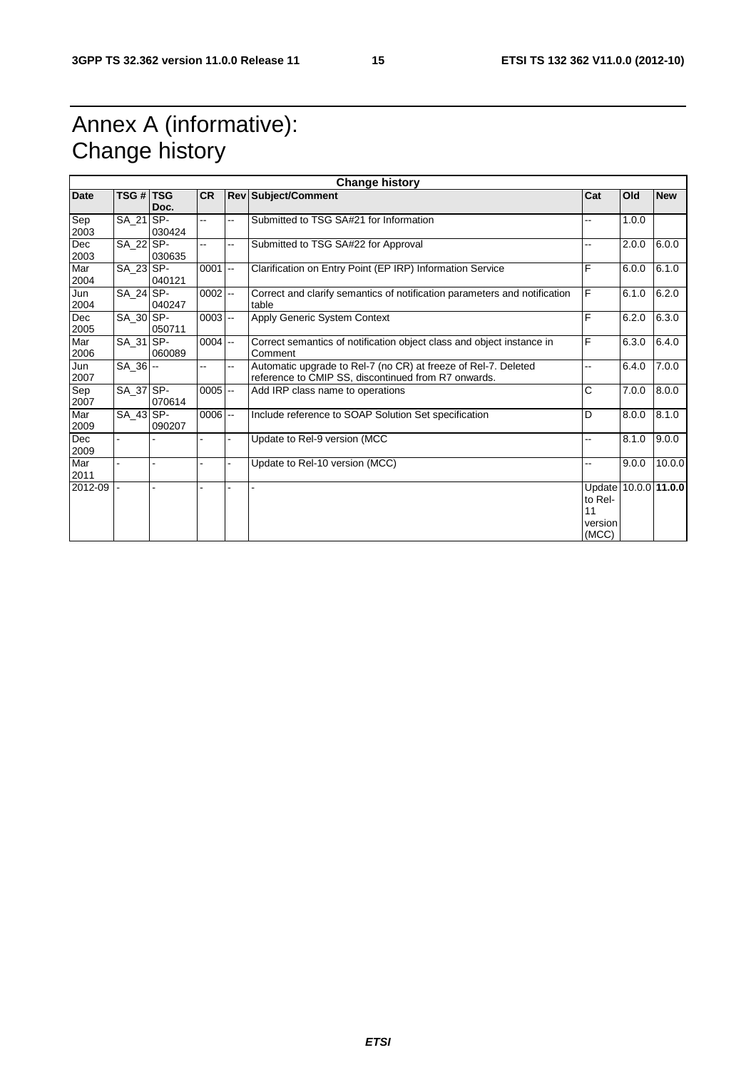# Annex A (informative): Change history

| Change history | | | | | | | | |
|---|---|---|---|---|---|---|---|---|
| **Date** | **TSG #** | **TSG Doc.** | **CR** | **Rev** | **Subject/Comment** | **Cat** | **Old** | **New** |
| Sep 2003 | SA_21 | SP-030424 | -- | -- | Submitted to TSG SA#21 for Information | -- | 1.0.0 | |
| Dec 2003 | SA_22 | SP-030635 | -- | -- | Submitted to TSG SA#22 for Approval | -- | 2.0.0 | 6.0.0 |
| Mar 2004 | SA_23 | SP-040121 | 0001 | -- | Clarification on Entry Point (EP IRP) Information Service | F | 6.0.0 | 6.1.0 |
| Jun 2004 | SA_24 | SP-040247 | 0002 | -- | Correct and clarify semantics of notification parameters and notification table | F | 6.1.0 | 6.2.0 |
| Dec 2005 | SA_30 | SP-050711 | 0003 | -- | Apply Generic System Context | F | 6.2.0 | 6.3.0 |
| Mar 2006 | SA_31 | SP-060089 | 0004 | -- | Correct semantics of notification object class and object instance in Comment | F | 6.3.0 | 6.4.0 |
| Jun 2007 | SA_36 | -- | -- | -- | Automatic upgrade to Rel-7 (no CR) at freeze of Rel-7. Deleted reference to CMIP SS, discontinued from R7 onwards. | -- | 6.4.0 | 7.0.0 |
| Sep 2007 | SA_37 | SP-070614 | 0005 | -- | Add IRP class name to operations | C | 7.0.0 | 8.0.0 |
| Mar 2009 | SA_43 | SP-090207 | 0006 | -- | Include reference to SOAP Solution Set specification | D | 8.0.0 | 8.1.0 |
| Dec 2009 | - | - | - | - | Update to Rel-9 version (MCC | -- | 8.1.0 | 9.0.0 |
| Mar 2011 | - | - | - | - | Update to Rel-10 version (MCC) | -- | 9.0.0 | 10.0.0 |
| 2012-09 | - | - | - | - | - | Update to Rel-11 version (MCC) | 10.0.0 | **11.0.0** |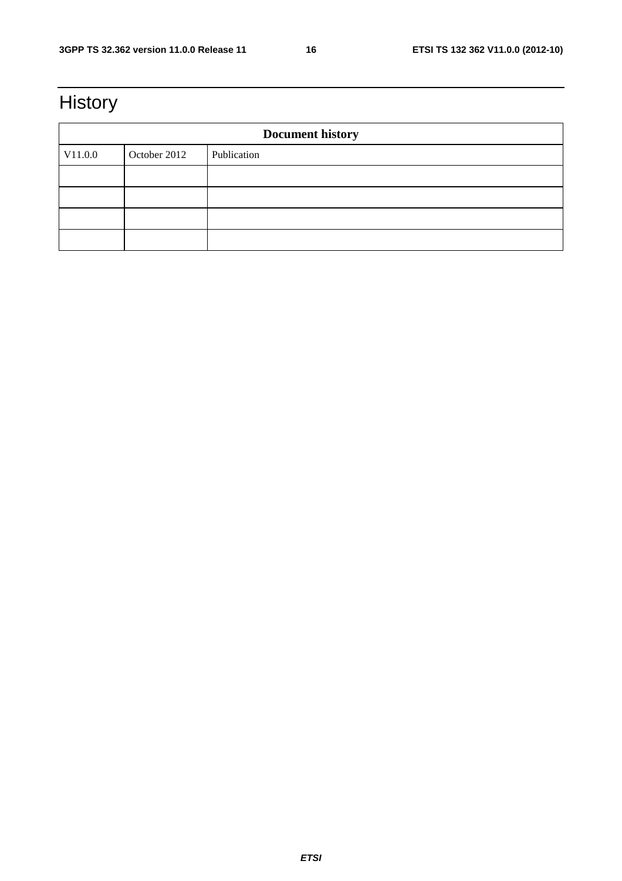# History

| Document history | | |
|---|---|---|
| V11.0.0 | October 2012 | Publication |
| | | |
| | | |
| | | |
| | | |